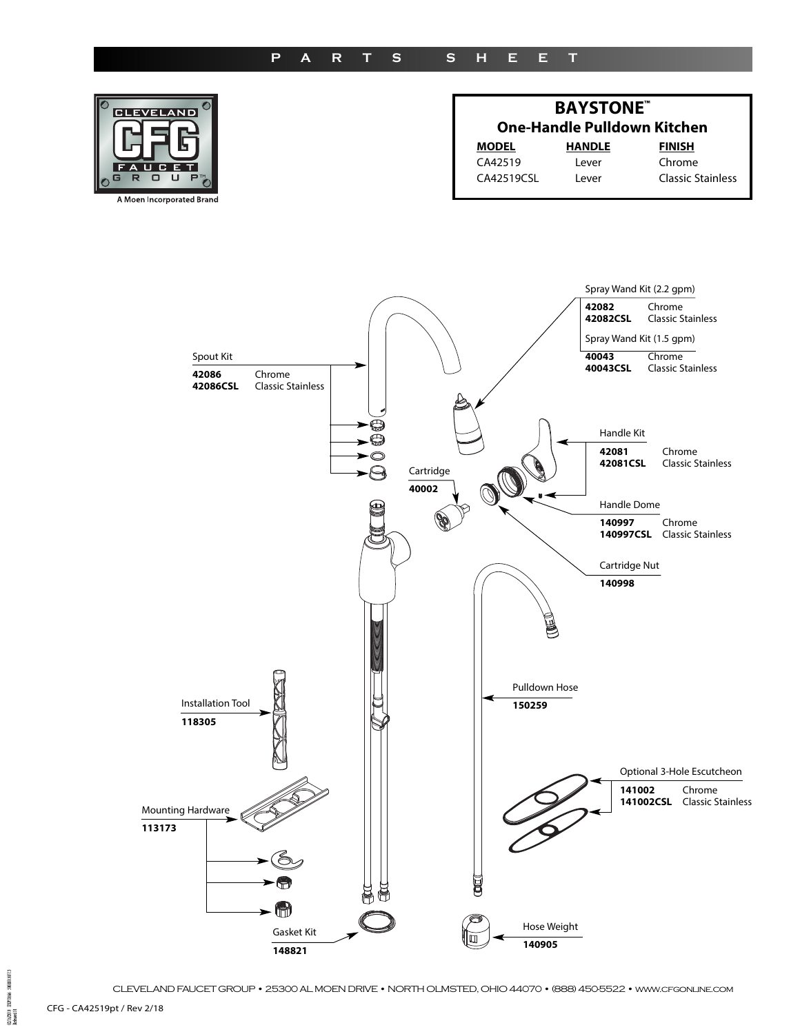PARTS SHEET

CLEVELAND CFG FAUCET GROUP™

A Moen Incorporated Brand

# BAYSTONE™

## One-Handle Pulldown Kitchen

| MODEL | HANDLE | FINISH |
|---|---|---|
| CA42519 | Lever | Chrome |
| CA42519CSL | Lever | Classic Stainless |

Spray Wand Kit (2.2 gpm)

**42082** Chrome
**42082CSL** Classic Stainless

Spray Wand Kit (1.5 gpm)

**40043** Chrome
**40043CSL** Classic Stainless

Spout Kit

**42086** Chrome
**42086CSL** Classic Stainless

Handle Kit

**42081** Chrome
**42081CSL** Classic Stainless

Cartridge

**40002**

Handle Dome

**140997** Chrome
**140997CSL** Classic Stainless

Cartridge Nut

**140998**

Pulldown Hose

**150259**

Installation Tool

**118305**

Optional 3-Hole Escutcheon

**141002** Chrome
**141002CSL** Classic Stainless

Mounting Hardware

**113173**

Gasket Kit

**148821**

Hose Weight

**140905**

CLEVELAND FAUCET GROUP • 25300 AL MOEN DRIVE • NORTH OLMSTED, OHIO 44070 • (888) 450-5522 • www.cfgonline.com

CFG - CA42519pt / Rev 2/18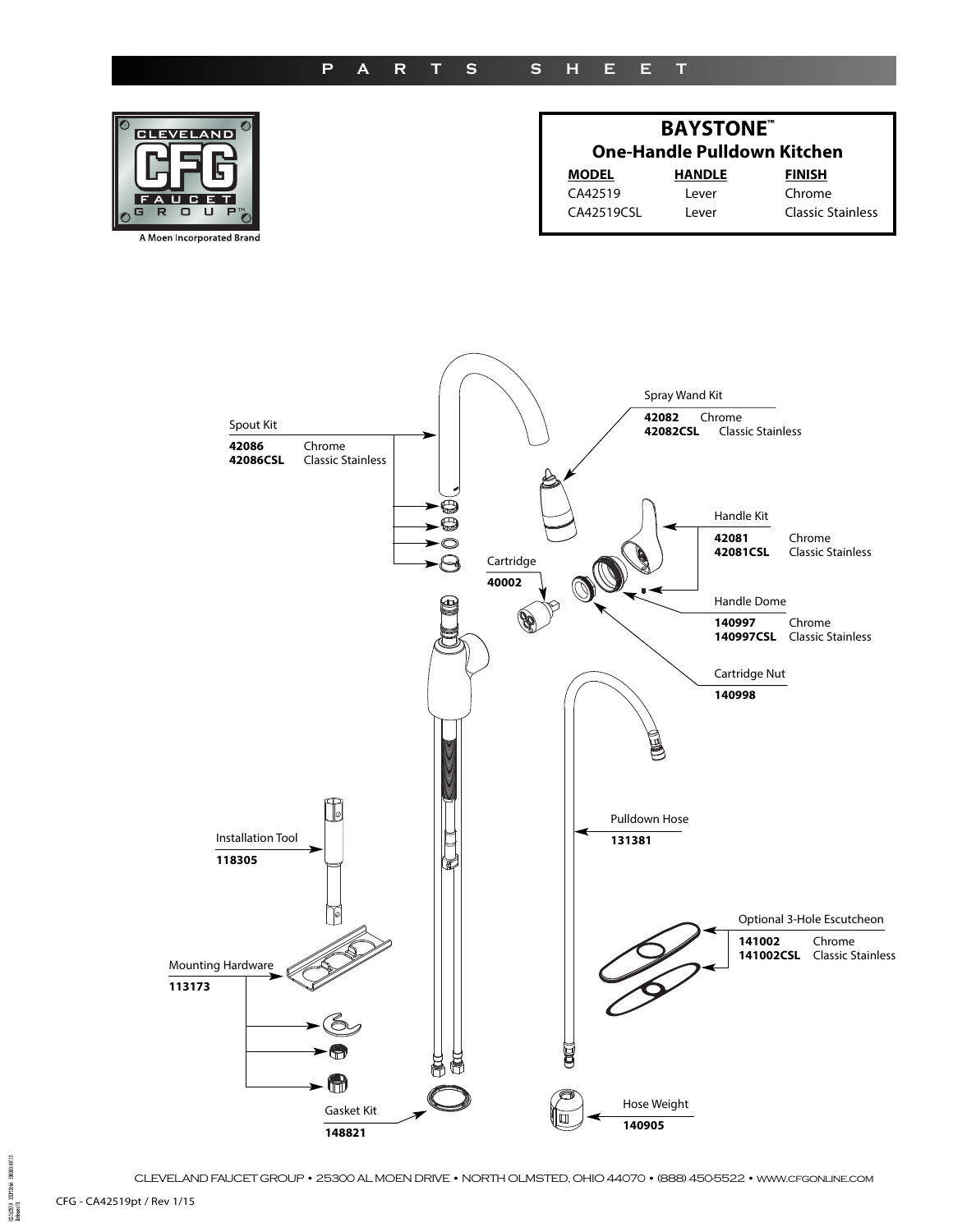# PARTS SHEET

CLEVELAND CFG FAUCET GROUP™

A Moen Incorporated Brand

## BAYSTONE™

### One-Handle Pulldown Kitchen

| MODEL | HANDLE | FINISH |
|---|---|---|
| CA42519 | Lever | Chrome |
| CA42519CSL | Lever | Classic Stainless |

Spout Kit
**42086** Chrome
**42086CSL** Classic Stainless

Spray Wand Kit
**42082** Chrome
**42082CSL** Classic Stainless

Handle Kit
**42081** Chrome
**42081CSL** Classic Stainless

Cartridge
**40002**

Handle Dome
**140997** Chrome
**140997CSL** Classic Stainless

Cartridge Nut
**140998**

Pulldown Hose
**131381**

Installation Tool
**118305**

Optional 3-Hole Escutcheon
**141002** Chrome
**141002CSL** Classic Stainless

Mounting Hardware
**113173**

Gasket Kit
**148821**

Hose Weight
**140905**

CLEVELAND FAUCET GROUP • 25300 AL MOEN DRIVE • NORTH OLMSTED, OHIO 44070 • (888) 450-5522 • www.cfgonline.com

CFG - CA42519pt / Rev 1/15